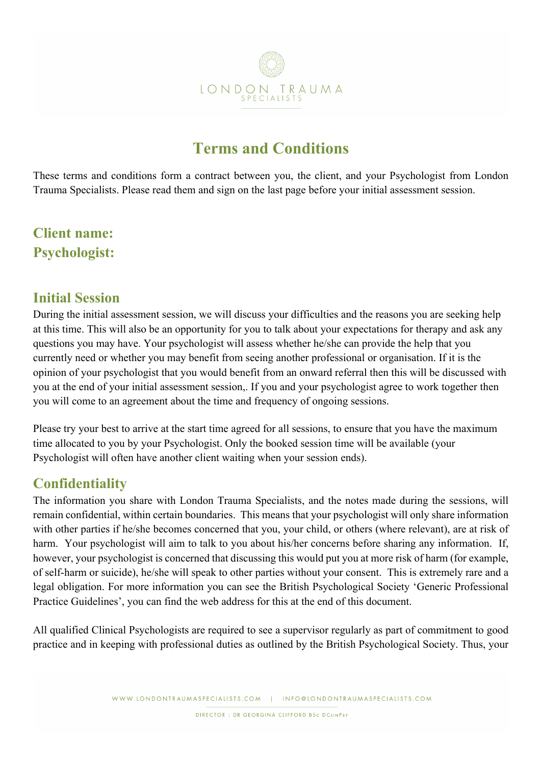# Terms and Conditions

These terms and conditions form a contract between you, the client, and your Psychologist from London Trauma Specialists. Please read them and sign on the last page before your initial assessment session.

## Client name:

## Psychologist:

## Initial Session

During the initial assessment session, we will discuss your difficulties and the reasons you are seeking help at this time. This will also be an opportunity for you to talk about your expectations for therapy and ask any questions you may have. Your psychologist will assess whether he/she can provide the help that you currently need or whether you may benefit from seeing another professional or organisation. If it is the opinion of your psychologist that you would benefit from an onward referral then this will be discussed with you at the end of your initial assessment session,. If you and your psychologist agree to work together then you will come to an agreement about the time and frequency of ongoing sessions.

Please try your best to arrive at the start time agreed for all sessions, to ensure that you have the maximum time allocated to you by your Psychologist. Only the booked session time will be available (your Psychologist will often have another client waiting when your session ends).

## Confidentiality

The information you share with London Trauma Specialists, and the notes made during the sessions, will remain confidential, within certain boundaries. This means that your psychologist will only share information with other parties if he/she becomes concerned that you, your child, or others (where relevant), are at risk of harm. Your psychologist will aim to talk to you about his/her concerns before sharing any information. If, however, your psychologist is concerned that discussing this would put you at more risk of harm (for example, of self-harm or suicide), he/she will speak to other parties without your consent. This is extremely rare and a legal obligation. For more information you can see the British Psychological Society 'Generic Professional Practice Guidelines', you can find the web address for this at the end of this document.

All qualified Clinical Psychologists are required to see a supervisor regularly as part of commitment to good practice and in keeping with professional duties as outlined by the British Psychological Society. Thus, your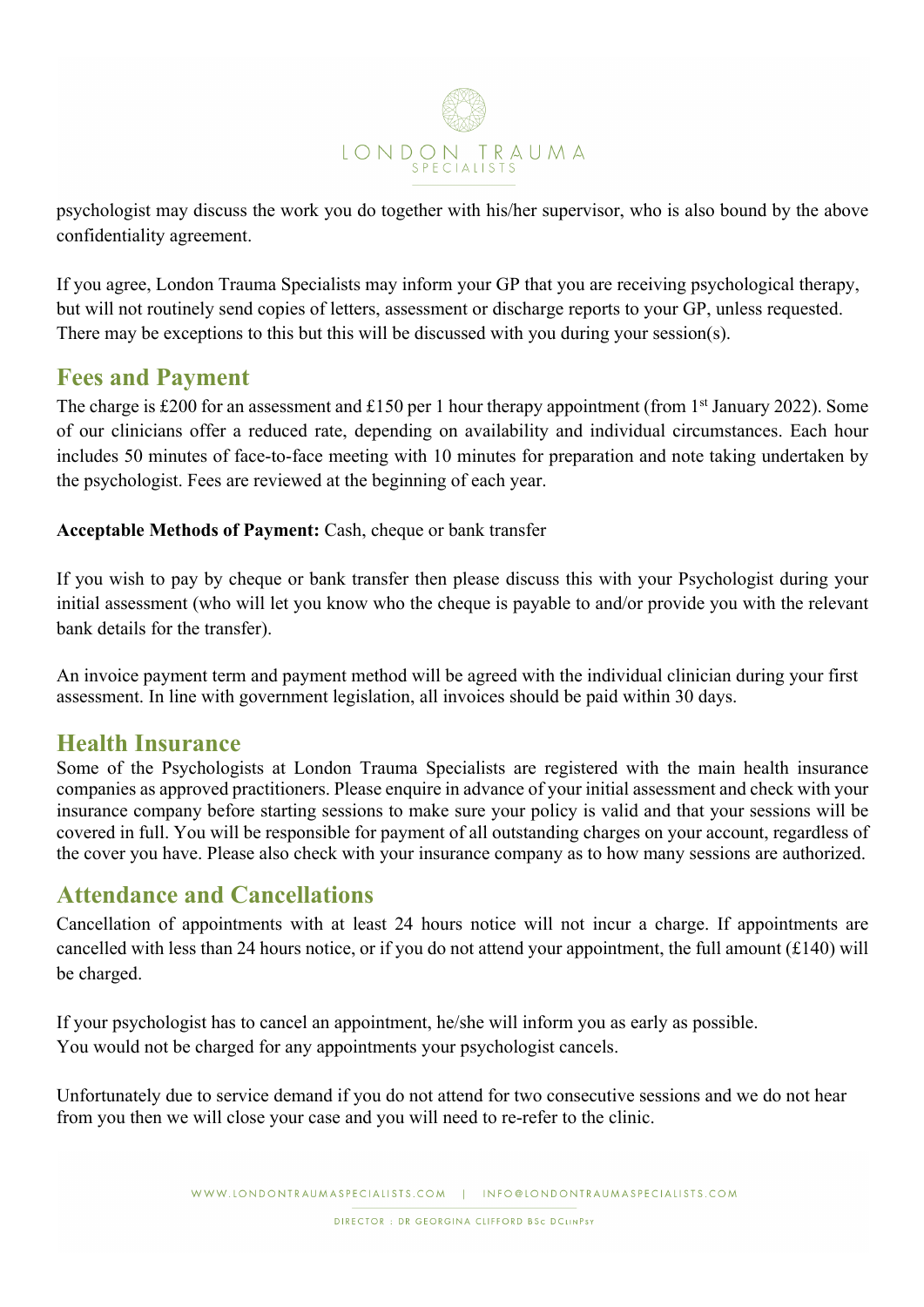psychologist may discuss the work you do together with his/her supervisor, who is also bound by the above confidentiality agreement.

If you agree, London Trauma Specialists may inform your GP that you are receiving psychological therapy, but will not routinely send copies of letters, assessment or discharge reports to your GP, unless requested. There may be exceptions to this but this will be discussed with you during your session(s).

## Fees and Payment

The charge is £200 for an assessment and £150 per 1 hour therapy appointment (from 1st January 2022). Some of our clinicians offer a reduced rate, depending on availability and individual circumstances. Each hour includes 50 minutes of face-to-face meeting with 10 minutes for preparation and note taking undertaken by the psychologist. Fees are reviewed at the beginning of each year.

**Acceptable Methods of Payment:** Cash, cheque or bank transfer

If you wish to pay by cheque or bank transfer then please discuss this with your Psychologist during your initial assessment (who will let you know who the cheque is payable to and/or provide you with the relevant bank details for the transfer).

An invoice payment term and payment method will be agreed with the individual clinician during your first assessment. In line with government legislation, all invoices should be paid within 30 days.

## Health Insurance

Some of the Psychologists at London Trauma Specialists are registered with the main health insurance companies as approved practitioners. Please enquire in advance of your initial assessment and check with your insurance company before starting sessions to make sure your policy is valid and that your sessions will be covered in full. You will be responsible for payment of all outstanding charges on your account, regardless of the cover you have. Please also check with your insurance company as to how many sessions are authorized.

## Attendance and Cancellations

Cancellation of appointments with at least 24 hours notice will not incur a charge. If appointments are cancelled with less than 24 hours notice, or if you do not attend your appointment, the full amount (£140) will be charged.

If your psychologist has to cancel an appointment, he/she will inform you as early as possible.
You would not be charged for any appointments your psychologist cancels.

Unfortunately due to service demand if you do not attend for two consecutive sessions and we do not hear from you then we will close your case and you will need to re-refer to the clinic.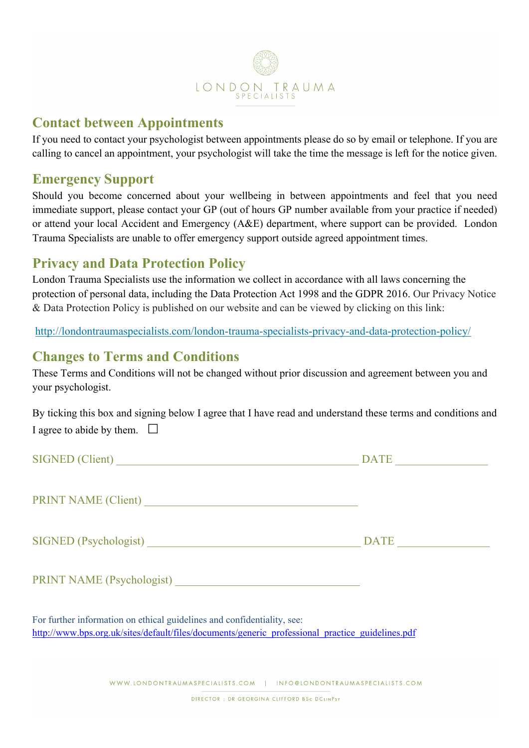## Contact between Appointments

If you need to contact your psychologist between appointments please do so by email or telephone. If you are calling to cancel an appointment, your psychologist will take the time the message is left for the notice given.

## Emergency Support

Should you become concerned about your wellbeing in between appointments and feel that you need immediate support, please contact your GP (out of hours GP number available from your practice if needed) or attend your local Accident and Emergency (A&E) department, where support can be provided. London Trauma Specialists are unable to offer emergency support outside agreed appointment times.

## Privacy and Data Protection Policy

London Trauma Specialists use the information we collect in accordance with all laws concerning the protection of personal data, including the Data Protection Act 1998 and the GDPR 2016. Our Privacy Notice & Data Protection Policy is published on our website and can be viewed by clicking on this link:

http://londontraumaspecialists.com/london-trauma-specialists-privacy-and-data-protection-policy/

## Changes to Terms and Conditions

These Terms and Conditions will not be changed without prior discussion and agreement between you and your psychologist.

By ticking this box and signing below I agree that I have read and understand these terms and conditions and I agree to abide by them. ☐

SIGNED (Client) ______________________________________________ DATE ________________

PRINT NAME (Client) ______________________________________

SIGNED (Psychologist) ______________________________________ DATE ________________

PRINT NAME (Psychologist) ________________________________

For further information on ethical guidelines and confidentiality, see:
http://www.bps.org.uk/sites/default/files/documents/generic_professional_practice_guidelines.pdf